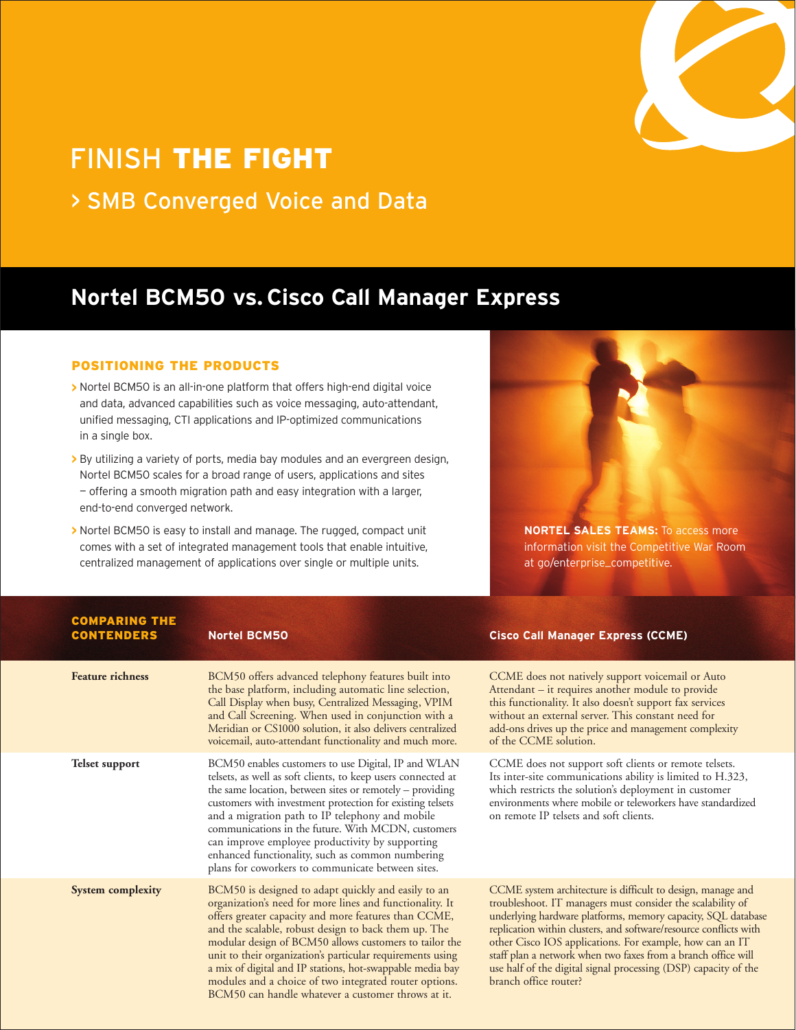# FINISH **THE FIGHT**

## > SMB Converged Voice and Data

## Nortel BCM50 vs. Cisco Call Manager Express

### POSITIONING THE PRODUCTS

- Nortel BCM50 is an all-in-one platform that offers high-end digital voice and data, advanced capabilities such as voice messaging, auto-attendant, unified messaging, CTI applications and IP-optimized communications in a single box.
- By utilizing a variety of ports, media bay modules and an evergreen design, Nortel BCM50 scales for a broad range of users, applications and sites – offering a smooth migration path and easy integration with a larger, end-to-end converged network.
- Nortel BCM50 is easy to install and manage. The rugged, compact unit comes with a set of integrated management tools that enable intuitive, centralized management of applications over single or multiple units.

**NORTEL SALES TEAMS:** To access more information visit the Competitive War Room at go/enterprise_competitive.

| COMPARING THE CONTENDERS | Nortel BCM50 | Cisco Call Manager Express (CCME) |
|---|---|---|
| **Feature richness** | BCM50 offers advanced telephony features built into the base platform, including automatic line selection, Call Display when busy, Centralized Messaging, VPIM and Call Screening. When used in conjunction with a Meridian or CS1000 solution, it also delivers centralized voicemail, auto-attendant functionality and much more. | CCME does not natively support voicemail or Auto Attendant – it requires another module to provide this functionality. It also doesn't support fax services without an external server. This constant need for add-ons drives up the price and management complexity of the CCME solution. |
| **Telset support** | BCM50 enables customers to use Digital, IP and WLAN telsets, as well as soft clients, to keep users connected at the same location, between sites or remotely – providing customers with investment protection for existing telsets and a migration path to IP telephony and mobile communications in the future. With MCDN, customers can improve employee productivity by supporting enhanced functionality, such as common numbering plans for coworkers to communicate between sites. | CCME does not support soft clients or remote telsets. Its inter-site communications ability is limited to H.323, which restricts the solution's deployment in customer environments where mobile or teleworkers have standardized on remote IP telsets and soft clients. |
| **System complexity** | BCM50 is designed to adapt quickly and easily to an organization's need for more lines and functionality. It offers greater capacity and more features than CCME, and the scalable, robust design to back them up. The modular design of BCM50 allows customers to tailor the unit to their organization's particular requirements using a mix of digital and IP stations, hot-swappable media bay modules and a choice of two integrated router options. BCM50 can handle whatever a customer throws at it. | CCME system architecture is difficult to design, manage and troubleshoot. IT managers must consider the scalability of underlying hardware platforms, memory capacity, SQL database replication within clusters, and software/resource conflicts with other Cisco IOS applications. For example, how can an IT staff plan a network when two faxes from a branch office will use half of the digital signal processing (DSP) capacity of the branch office router? |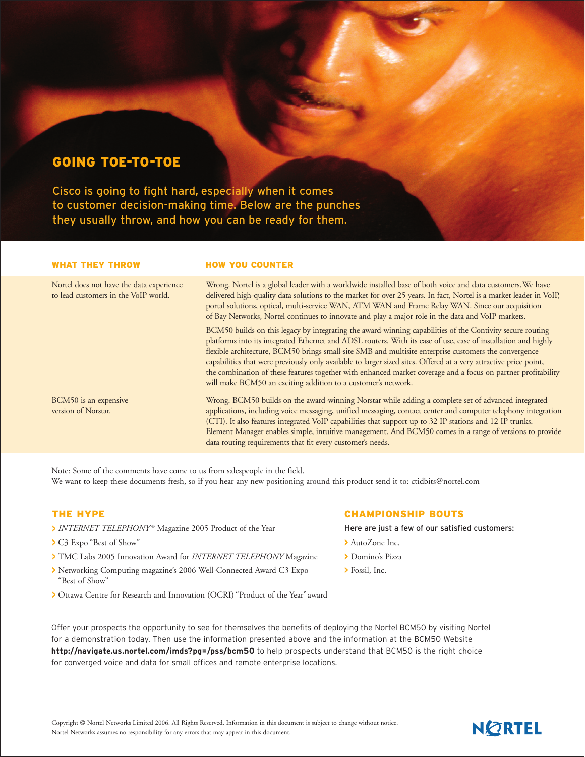## GOING TOE-TO-TOE

Cisco is going to fight hard, especially when it comes to customer decision-making time. Below are the punches they usually throw, and how you can be ready for them.

| WHAT THEY THROW | HOW YOU COUNTER |
| --- | --- |
| Nortel does not have the data experience to lead customers in the VoIP world. | Wrong. Nortel is a global leader with a worldwide installed base of both voice and data customers. We have delivered high-quality data solutions to the market for over 25 years. In fact, Nortel is a market leader in VoIP, portal solutions, optical, multi-service WAN, ATM WAN and Frame Relay WAN. Since our acquisition of Bay Networks, Nortel continues to innovate and play a major role in the data and VoIP markets. BCM50 builds on this legacy by integrating the award-winning capabilities of the Contivity secure routing platforms into its integrated Ethernet and ADSL routers. With its ease of use, ease of installation and highly flexible architecture, BCM50 brings small-site SMB and multisite enterprise customers the convergence capabilities that were previously only available to larger sized sites. Offered at a very attractive price point, the combination of these features together with enhanced market coverage and a focus on partner profitability will make BCM50 an exciting addition to a customer's network. |
| BCM50 is an expensive version of Norstar. | Wrong. BCM50 builds on the award-winning Norstar while adding a complete set of advanced integrated applications, including voice messaging, unified messaging, contact center and computer telephony integration (CTI). It also features integrated VoIP capabilities that support up to 32 IP stations and 12 IP trunks. Element Manager enables simple, intuitive management. And BCM50 comes in a range of versions to provide data routing requirements that fit every customer's needs. |

Note: Some of the comments have come to us from salespeople in the field.
We want to keep these documents fresh, so if you hear any new positioning around this product send it to: ctidbits@nortel.com

### THE HYPE

- *INTERNET TELEPHONY*® Magazine 2005 Product of the Year
- C3 Expo "Best of Show"
- TMC Labs 2005 Innovation Award for *INTERNET TELEPHONY* Magazine
- Networking Computing magazine's 2006 Well-Connected Award C3 Expo "Best of Show"
- Ottawa Centre for Research and Innovation (OCRI) "Product of the Year" award

### CHAMPIONSHIP BOUTS

Here are just a few of our satisfied customers:

- AutoZone Inc.
- Domino's Pizza
- Fossil, Inc.

Offer your prospects the opportunity to see for themselves the benefits of deploying the Nortel BCM50 by visiting Nortel for a demonstration today. Then use the information presented above and the information at the BCM50 Website **http://navigate.us.nortel.com/imds?pg=/pss/bcm50** to help prospects understand that BCM50 is the right choice for converged voice and data for small offices and remote enterprise locations.

Copyright © Nortel Networks Limited 2006. All Rights Reserved. Information in this document is subject to change without notice. Nortel Networks assumes no responsibility for any errors that may appear in this document.

NORTEL